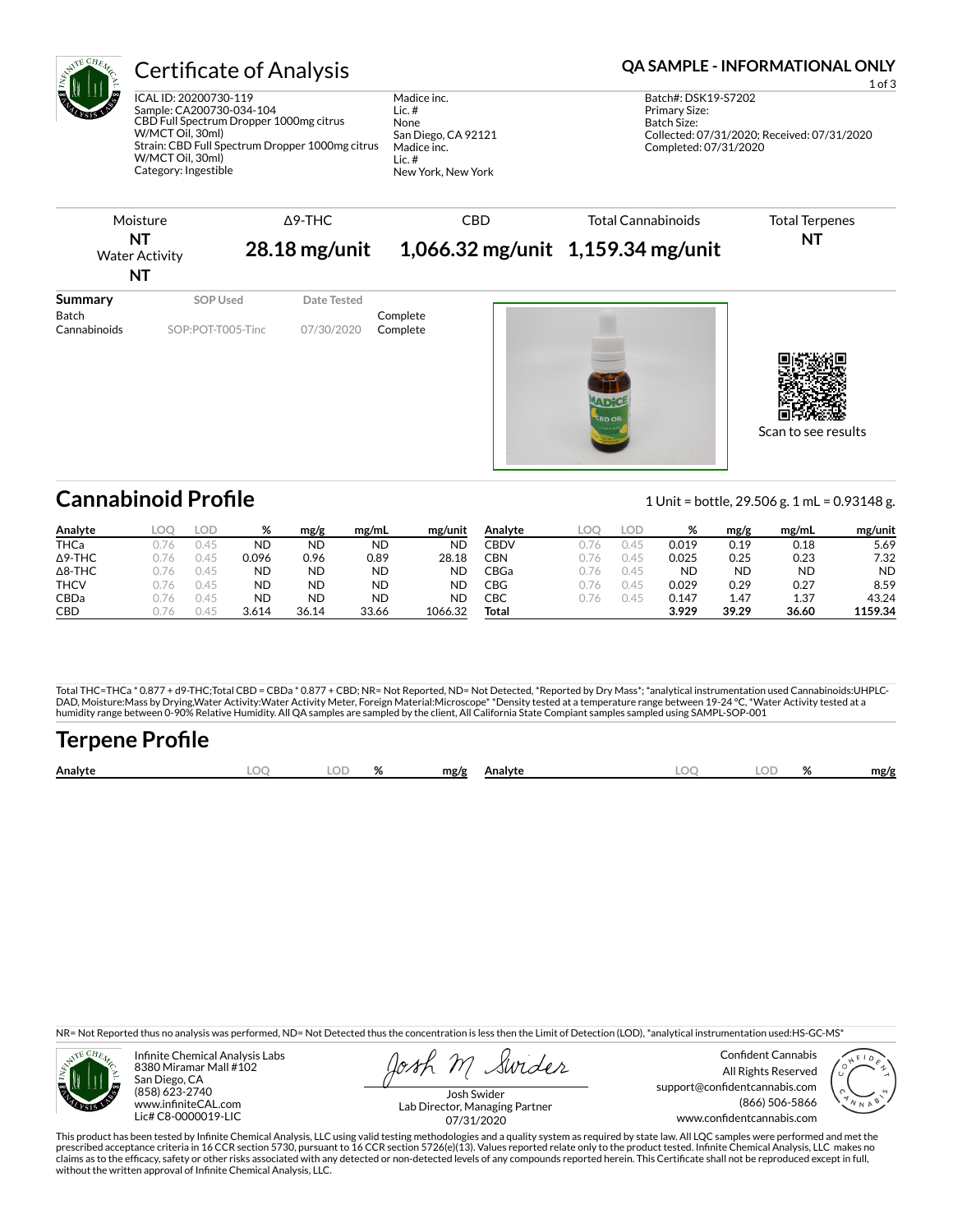# Certificate of Analysis

**QA SAMPLE - INFORMATIONAL ONLY**

ICAL ID: 20200730-119
Sample: CA200730-034-104
CBD Full Spectrum Dropper 1000mg citrus W/MCT Oil, 30ml)
Strain: CBD Full Spectrum Dropper 1000mg citrus W/MCT Oil, 30ml)
Category: Ingestible

Madice inc.
Lic. #
None
San Diego, CA 92121
Madice inc.
Lic. #
New York, New York

Batch#: DSK19-S7202
Primary Size:
Batch Size:
Collected: 07/31/2020; Received: 07/31/2020
Completed: 07/31/2020

| Moisture | Δ9-THC | CBD | Total Cannabinoids | Total Terpenes |
|---|---|---|---|---|
| **NT** | **28.18 mg/unit** | **1,066.32 mg/unit** | **1,159.34 mg/unit** | **NT** |
| Water Activity **NT** | | | | |

| Summary | SOP Used | Date Tested | |
|---|---|---|---|
| Batch | | | Complete |
| Cannabinoids | SOP:POT-T005-Tinc | 07/30/2020 | Complete |

Scan to see results

## Cannabinoid Profile

1 Unit = bottle, 29.506 g. 1 mL = 0.93148 g.

| Analyte | LOQ | LOD | % | mg/g | mg/mL | mg/unit |
|---|---|---|---|---|---|---|
| THCa | 0.76 | 0.45 | ND | ND | ND | ND |
| Δ9-THC | 0.76 | 0.45 | 0.096 | 0.96 | 0.89 | 28.18 |
| Δ8-THC | 0.76 | 0.45 | ND | ND | ND | ND |
| THCV | 0.76 | 0.45 | ND | ND | ND | ND |
| CBDa | 0.76 | 0.45 | ND | ND | ND | ND |
| CBD | 0.76 | 0.45 | 3.614 | 36.14 | 33.66 | 1066.32 |
| CBDV | 0.76 | 0.45 | 0.019 | 0.19 | 0.18 | 5.69 |
| CBN | 0.76 | 0.45 | 0.025 | 0.25 | 0.23 | 7.32 |
| CBGa | 0.76 | 0.45 | ND | ND | ND | ND |
| CBG | 0.76 | 0.45 | 0.029 | 0.29 | 0.27 | 8.59 |
| CBC | 0.76 | 0.45 | 0.147 | 1.47 | 1.37 | 43.24 |
| **Total** | | | **3.929** | **39.29** | **36.60** | **1159.34** |

Total THC=THCa * 0.877 + d9-THC;Total CBD = CBDa * 0.877 + CBD; NR= Not Reported, ND= Not Detected, *Reported by Dry Mass*; *analytical instrumentation used Cannabinoids:UHPLC-DAD, Moisture:Mass by Drying,Water Activity:Water Activity Meter, Foreign Material:Microscope* *Density tested at a temperature range between 19-24 °C, *Water Activity tested at a humidity range between 0-90% Relative Humidity. All QA samples are sampled by the client, All California State Compiant samples sampled using SAMPL-SOP-001

## Terpene Profile

| Analyte | LOQ | LOD | % | mg/g | Analyte | LOQ | LOD | % | mg/g |
|---|---|---|---|---|---|---|---|---|---|

NR= Not Reported thus no analysis was performed, ND= Not Detected thus the concentration is less then the Limit of Detection (LOD), *analytical instrumentation used:HS-GC-MS*

Infinite Chemical Analysis Labs
8380 Miramar Mall #102
San Diego, CA
(858) 623-2740
www.infiniteCAL.com
Lic# C8-0000019-LIC

Josh M Swider
Josh Swider
Lab Director, Managing Partner
07/31/2020

Confident Cannabis
All Rights Reserved
support@confidentcannabis.com
(866) 506-5866
www.confidentcannabis.com

This product has been tested by Infinite Chemical Analysis, LLC using valid testing methodologies and a quality system as required by state law. All LQC samples were performed and met the prescribed acceptance criteria in 16 CCR section 5730, pursuant to 16 CCR section 5726(e)(13). Values reported relate only to the product tested. Infinite Chemical Analysis, LLC makes no claims as to the efficacy, safety or other risks associated with any detected or non-detected levels of any compounds reported herein. This Certificate shall not be reproduced except in full, without the written approval of Infinite Chemical Analysis, LLC.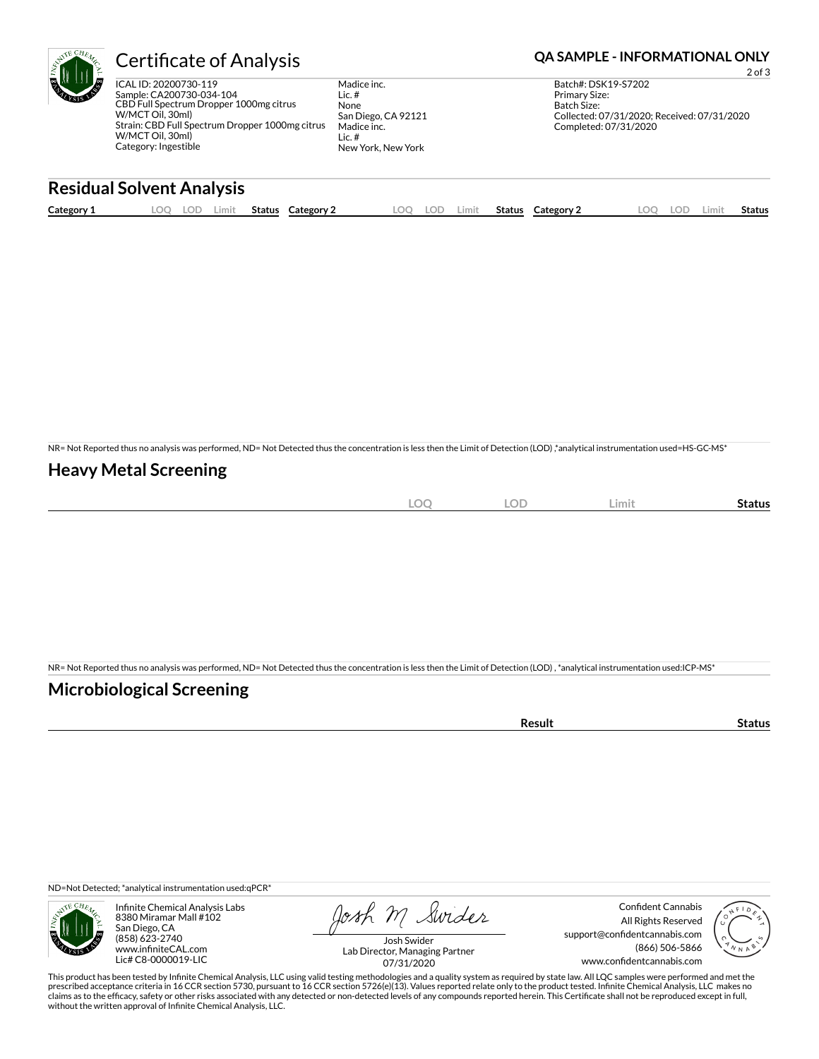# Certificate of Analysis

**QA SAMPLE - INFORMATIONAL ONLY**

ICAL ID: 20200730-119
Sample: CA200730-034-104
CBD Full Spectrum Dropper 1000mg citrus W/MCT Oil, 30ml)
Strain: CBD Full Spectrum Dropper 1000mg citrus W/MCT Oil, 30ml)
Category: Ingestible

Madice inc.
Lic. #
None
San Diego, CA 92121
Madice inc.
Lic. #
New York, New York

Batch#: DSK19-S7202
Primary Size:
Batch Size:
Collected: 07/31/2020; Received: 07/31/2020
Completed: 07/31/2020

## Residual Solvent Analysis

| Category 1 | LOQ | LOD | Limit | Status | Category 2 | LOQ | LOD | Limit | Status | Category 2 | LOQ | LOD | Limit | Status |
|---|---|---|---|---|---|---|---|---|---|---|---|---|---|---|

NR= Not Reported thus no analysis was performed, ND= Not Detected thus the concentration is less then the Limit of Detection (LOD) ,*analytical instrumentation used=HS-GC-MS*

## Heavy Metal Screening

| | LOQ | LOD | Limit | Status |
|---|---|---|---|---|

NR= Not Reported thus no analysis was performed, ND= Not Detected thus the concentration is less then the Limit of Detection (LOD) , *analytical instrumentation used:ICP-MS*

## Microbiological Screening

| | Result | Status |
|---|---|---|

ND=Not Detected; *analytical instrumentation used:qPCR*

Infinite Chemical Analysis Labs
8380 Miramar Mall #102
San Diego, CA
(858) 623-2740
www.infiniteCAL.com
Lic# C8-0000019-LIC

Josh Swider
Lab Director, Managing Partner
07/31/2020

Confident Cannabis
All Rights Reserved
support@confidentcannabis.com
(866) 506-5866
www.confidentcannabis.com

This product has been tested by Infinite Chemical Analysis, LLC using valid testing methodologies and a quality system as required by state law. All LQC samples were performed and met the prescribed acceptance criteria in 16 CCR section 5730, pursuant to 16 CCR section 5726(e)(13). Values reported relate only to the product tested. Infinite Chemical Analysis, LLC makes no claims as to the efficacy, safety or other risks associated with any detected or non-detected levels of any compounds reported herein. This Certificate shall not be reproduced except in full, without the written approval of Infinite Chemical Analysis, LLC.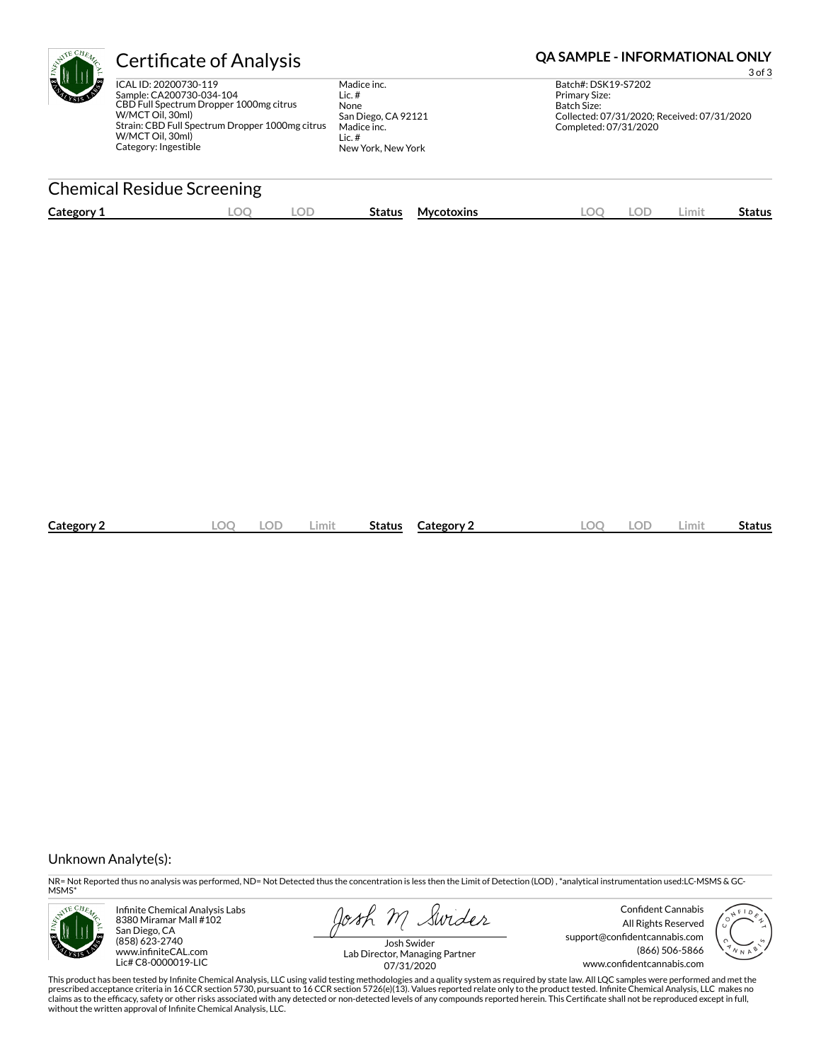# Certificate of Analysis

**QA SAMPLE - INFORMATIONAL ONLY**

ICAL ID: 20200730-119
Sample: CA200730-034-104
CBD Full Spectrum Dropper 1000mg citrus W/MCT Oil, 30ml)
Strain: CBD Full Spectrum Dropper 1000mg citrus W/MCT Oil, 30ml)
Category: Ingestible

Madice inc.
Lic. #
None
San Diego, CA 92121
Madice inc.
Lic. #
New York, New York

Batch#: DSK19-S7202
Primary Size:
Batch Size:
Collected: 07/31/2020; Received: 07/31/2020
Completed: 07/31/2020

## Chemical Residue Screening

| Category 1 | LOQ | LOD | Status |
|---|---|---|---|

| Mycotoxins | LOQ | LOD | Limit | Status |
|---|---|---|---|---|

| Category 2 | LOQ | LOD | Limit | Status |
|---|---|---|---|---|

| Category 2 | LOQ | LOD | Limit | Status |
|---|---|---|---|---|

Unknown Analyte(s):

NR= Not Reported thus no analysis was performed, ND= Not Detected thus the concentration is less then the Limit of Detection (LOD) , *analytical instrumentation used:LC-MSMS & GC-MSMS*

Infinite Chemical Analysis Labs
8380 Miramar Mall #102
San Diego, CA
(858) 623-2740
www.infiniteCAL.com
Lic# C8-0000019-LIC

Josh Swider
Lab Director, Managing Partner
07/31/2020

Confident Cannabis
All Rights Reserved
support@confidentcannabis.com
(866) 506-5866
www.confidentcannabis.com

This product has been tested by Infinite Chemical Analysis, LLC using valid testing methodologies and a quality system as required by state law. All LQC samples were performed and met the prescribed acceptance criteria in 16 CCR section 5730, pursuant to 16 CCR section 5726(e)(13). Values reported relate only to the product tested. Infinite Chemical Analysis, LLC makes no claims as to the efficacy, safety or other risks associated with any detected or non-detected levels of any compounds reported herein. This Certificate shall not be reproduced except in full, without the written approval of Infinite Chemical Analysis, LLC.